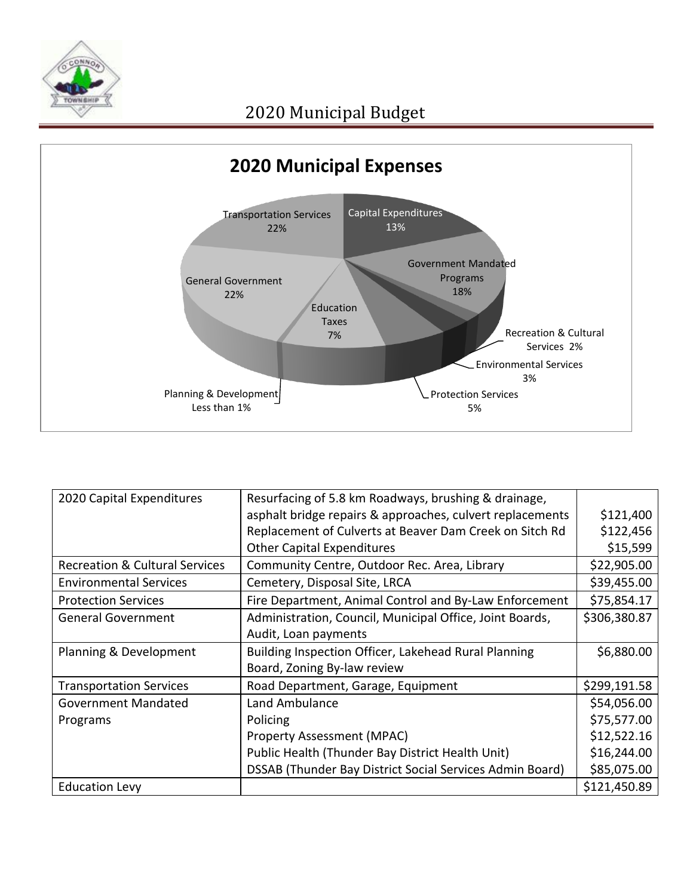# 2020 Municipal Budget

## 2020 Municipal Expenses

Transportation Services 22%

Capital Expenditures 13%

Government Mandated Programs 18%

General Government 22%

Education Taxes 7%

Recreation & Cultural Services 2%

Environmental Services 3%

Protection Services 5%

Planning & Development Less than 1%

| | | |
|---|---|---|
| 2020 Capital Expenditures | Resurfacing of 5.8 km Roadways, brushing & drainage, asphalt bridge repairs & approaches, culvert replacements | $121,400 |
| | Replacement of Culverts at Beaver Dam Creek on Sitch Rd | $122,456 |
| | Other Capital Expenditures | $15,599 |
| Recreation & Cultural Services | Community Centre, Outdoor Rec. Area, Library | $22,905.00 |
| Environmental Services | Cemetery, Disposal Site, LRCA | $39,455.00 |
| Protection Services | Fire Department, Animal Control and By-Law Enforcement | $75,854.17 |
| General Government | Administration, Council, Municipal Office, Joint Boards, Audit, Loan payments | $306,380.87 |
| Planning & Development | Building Inspection Officer, Lakehead Rural Planning Board, Zoning By-law review | $6,880.00 |
| Transportation Services | Road Department, Garage, Equipment | $299,191.58 |
| Government Mandated Programs | Land Ambulance | $54,056.00 |
| | Policing | $75,577.00 |
| | Property Assessment (MPAC) | $12,522.16 |
| | Public Health (Thunder Bay District Health Unit) | $16,244.00 |
| | DSSAB (Thunder Bay District Social Services Admin Board) | $85,075.00 |
| Education Levy | | $121,450.89 |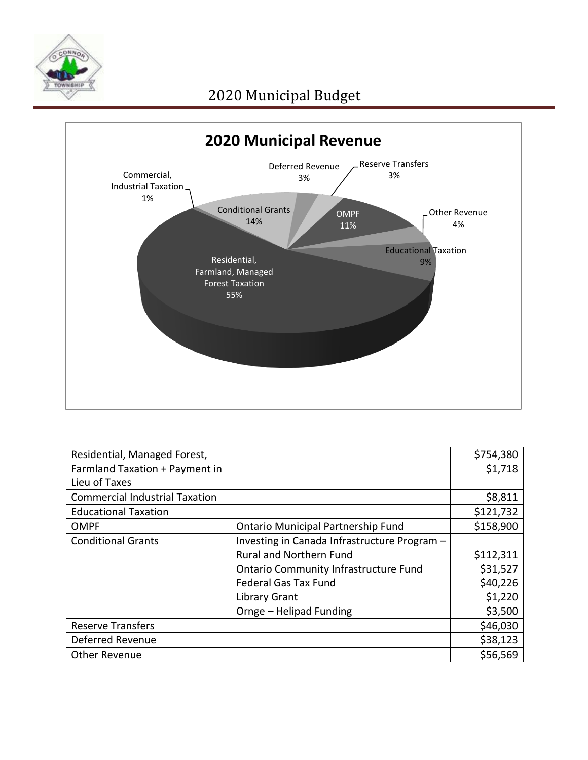# 2020 Municipal Budget

## 2020 Municipal Revenue

Commercial, Industrial Taxation 1%

Deferred Revenue 3%

Reserve Transfers 3%

Conditional Grants 14%

OMPF 11%

Other Revenue 4%

Educational Taxation 9%

Residential, Farmland, Managed Forest Taxation 55%

| | | |
|---|---|---|
| Residential, Managed Forest, Farmland Taxation + Payment in Lieu of Taxes | | $754,380<br>$1,718 |
| Commercial Industrial Taxation | | $8,811 |
| Educational Taxation | | $121,732 |
| OMPF | Ontario Municipal Partnership Fund | $158,900 |
| Conditional Grants | Investing in Canada Infrastructure Program – Rural and Northern Fund | $112,311 |
| | Ontario Community Infrastructure Fund | $31,527 |
| | Federal Gas Tax Fund | $40,226 |
| | Library Grant | $1,220 |
| | Ornge – Helipad Funding | $3,500 |
| Reserve Transfers | | $46,030 |
| Deferred Revenue | | $38,123 |
| Other Revenue | | $56,569 |